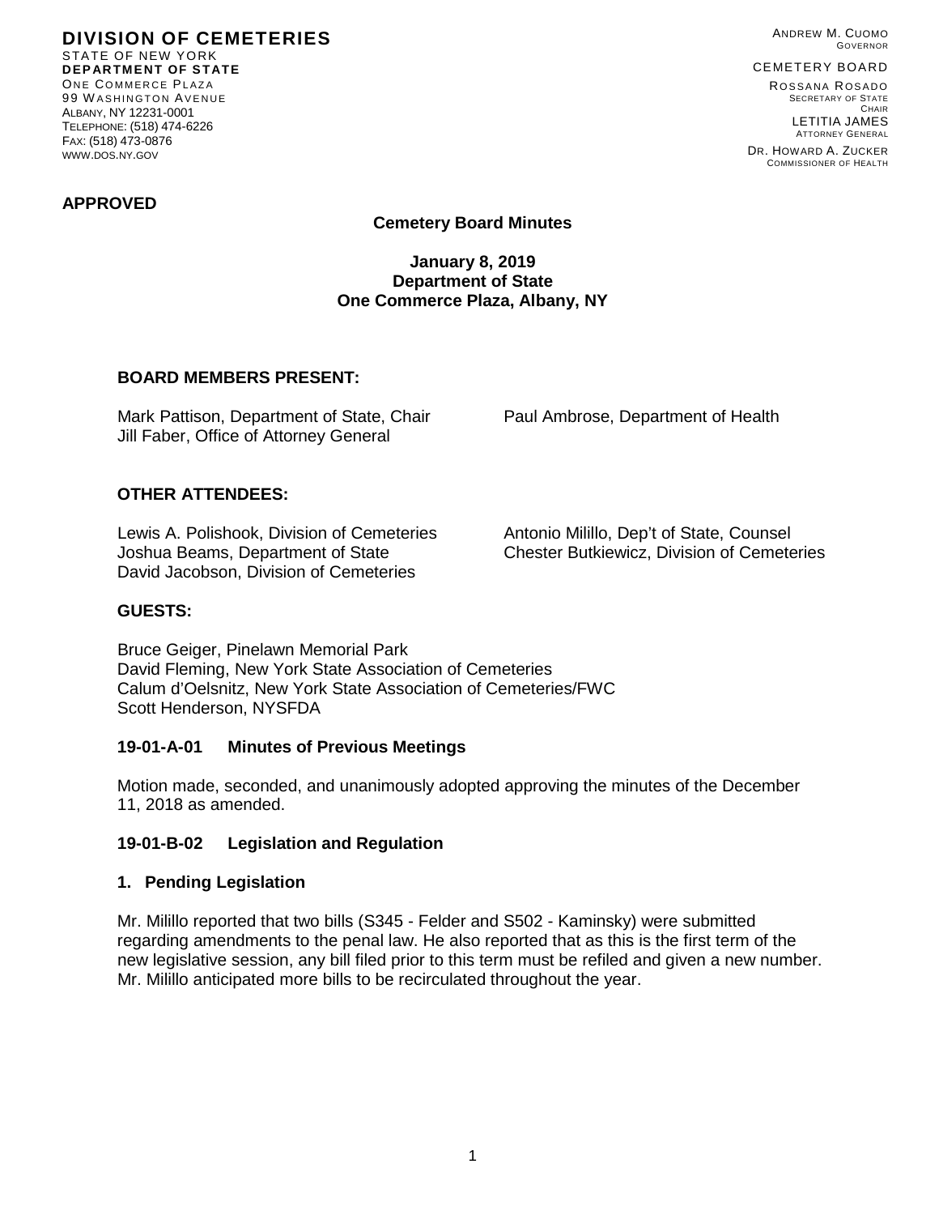**DIVISION OF CEMETERIES**
STATE OF NEW YORK
**DEPARTMENT OF STATE**
ONE COMMERCE PLAZA
99 WASHINGTON AVENUE
ALBANY, NY 12231-0001
TELEPHONE: (518) 474-6226
FAX: (518) 473-0876
WWW.DOS.NY.GOV

ANDREW M. CUOMO
GOVERNOR

CEMETERY BOARD
ROSSANA ROSADO
SECRETARY OF STATE
CHAIR
LETITIA JAMES
ATTORNEY GENERAL
DR. HOWARD A. ZUCKER
COMMISSIONER OF HEALTH

**APPROVED**

**Cemetery Board Minutes**

**January 8, 2019**
**Department of State**
**One Commerce Plaza, Albany, NY**

### BOARD MEMBERS PRESENT:

Mark Pattison, Department of State, Chair
Jill Faber, Office of Attorney General
Paul Ambrose, Department of Health

### OTHER ATTENDEES:

Lewis A. Polishook, Division of Cemeteries
Joshua Beams, Department of State
David Jacobson, Division of Cemeteries
Antonio Milillo, Dep't of State, Counsel
Chester Butkiewicz, Division of Cemeteries

### GUESTS:

Bruce Geiger, Pinelawn Memorial Park
David Fleming, New York State Association of Cemeteries
Calum d'Oelsnitz, New York State Association of Cemeteries/FWC
Scott Henderson, NYSFDA

### 19-01-A-01 Minutes of Previous Meetings

Motion made, seconded, and unanimously adopted approving the minutes of the December 11, 2018 as amended.

### 19-01-B-02 Legislation and Regulation

### 1. Pending Legislation

Mr. Milillo reported that two bills (S345 - Felder and S502 - Kaminsky) were submitted regarding amendments to the penal law. He also reported that as this is the first term of the new legislative session, any bill filed prior to this term must be refiled and given a new number. Mr. Milillo anticipated more bills to be recirculated throughout the year.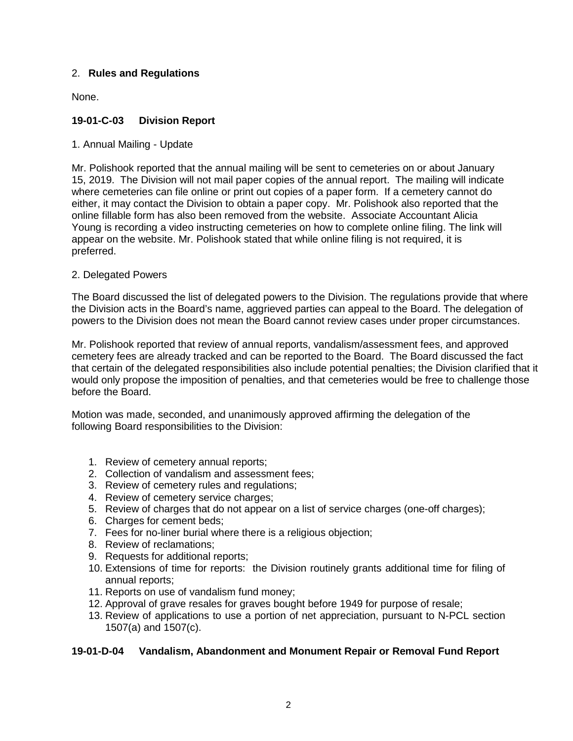2. **Rules and Regulations**

None.

**19-01-C-03 Division Report**

1. Annual Mailing - Update

Mr. Polishook reported that the annual mailing will be sent to cemeteries on or about January 15, 2019. The Division will not mail paper copies of the annual report. The mailing will indicate where cemeteries can file online or print out copies of a paper form. If a cemetery cannot do either, it may contact the Division to obtain a paper copy. Mr. Polishook also reported that the online fillable form has also been removed from the website. Associate Accountant Alicia Young is recording a video instructing cemeteries on how to complete online filing. The link will appear on the website. Mr. Polishook stated that while online filing is not required, it is preferred.

2. Delegated Powers

The Board discussed the list of delegated powers to the Division. The regulations provide that where the Division acts in the Board's name, aggrieved parties can appeal to the Board. The delegation of powers to the Division does not mean the Board cannot review cases under proper circumstances.

Mr. Polishook reported that review of annual reports, vandalism/assessment fees, and approved cemetery fees are already tracked and can be reported to the Board. The Board discussed the fact that certain of the delegated responsibilities also include potential penalties; the Division clarified that it would only propose the imposition of penalties, and that cemeteries would be free to challenge those before the Board.

Motion was made, seconded, and unanimously approved affirming the delegation of the following Board responsibilities to the Division:

1. Review of cemetery annual reports;
2. Collection of vandalism and assessment fees;
3. Review of cemetery rules and regulations;
4. Review of cemetery service charges;
5. Review of charges that do not appear on a list of service charges (one-off charges);
6. Charges for cement beds;
7. Fees for no-liner burial where there is a religious objection;
8. Review of reclamations;
9. Requests for additional reports;
10. Extensions of time for reports: the Division routinely grants additional time for filing of annual reports;
11. Reports on use of vandalism fund money;
12. Approval of grave resales for graves bought before 1949 for purpose of resale;
13. Review of applications to use a portion of net appreciation, pursuant to N-PCL section 1507(a) and 1507(c).

**19-01-D-04 Vandalism, Abandonment and Monument Repair or Removal Fund Report**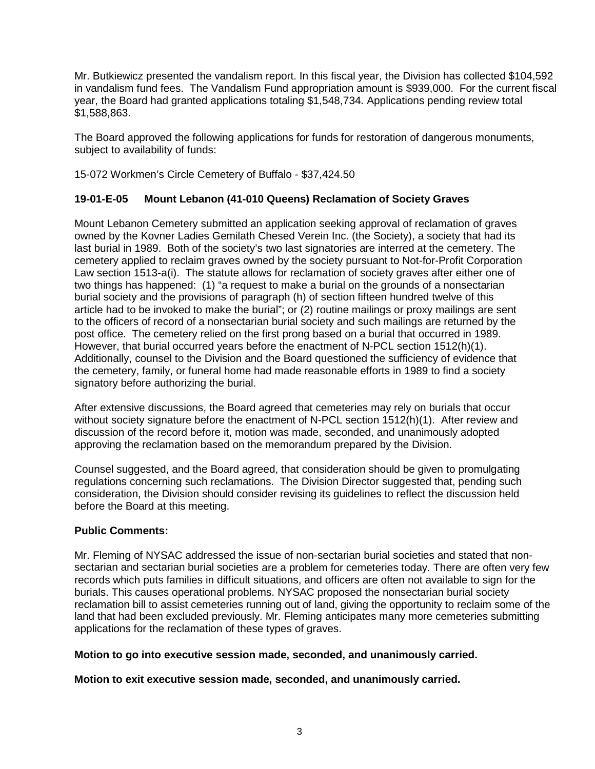Mr. Butkiewicz presented the vandalism report. In this fiscal year, the Division has collected $104,592 in vandalism fund fees. The Vandalism Fund appropriation amount is $939,000. For the current fiscal year, the Board had granted applications totaling $1,548,734. Applications pending review total $1,588,863.

The Board approved the following applications for funds for restoration of dangerous monuments, subject to availability of funds:

15-072 Workmen's Circle Cemetery of Buffalo - $37,424.50

**19-01-E-05 Mount Lebanon (41-010 Queens) Reclamation of Society Graves**

Mount Lebanon Cemetery submitted an application seeking approval of reclamation of graves owned by the Kovner Ladies Gemilath Chesed Verein Inc. (the Society), a society that had its last burial in 1989. Both of the society's two last signatories are interred at the cemetery. The cemetery applied to reclaim graves owned by the society pursuant to Not-for-Profit Corporation Law section 1513-a(i). The statute allows for reclamation of society graves after either one of two things has happened: (1) "a request to make a burial on the grounds of a nonsectarian burial society and the provisions of paragraph (h) of section fifteen hundred twelve of this article had to be invoked to make the burial"; or (2) routine mailings or proxy mailings are sent to the officers of record of a nonsectarian burial society and such mailings are returned by the post office. The cemetery relied on the first prong based on a burial that occurred in 1989. However, that burial occurred years before the enactment of N-PCL section 1512(h)(1). Additionally, counsel to the Division and the Board questioned the sufficiency of evidence that the cemetery, family, or funeral home had made reasonable efforts in 1989 to find a society signatory before authorizing the burial.

After extensive discussions, the Board agreed that cemeteries may rely on burials that occur without society signature before the enactment of N-PCL section 1512(h)(1). After review and discussion of the record before it, motion was made, seconded, and unanimously adopted approving the reclamation based on the memorandum prepared by the Division.

Counsel suggested, and the Board agreed, that consideration should be given to promulgating regulations concerning such reclamations. The Division Director suggested that, pending such consideration, the Division should consider revising its guidelines to reflect the discussion held before the Board at this meeting.

**Public Comments:**

Mr. Fleming of NYSAC addressed the issue of non-sectarian burial societies and stated that non-sectarian and sectarian burial societies are a problem for cemeteries today. There are often very few records which puts families in difficult situations, and officers are often not available to sign for the burials. This causes operational problems. NYSAC proposed the nonsectarian burial society reclamation bill to assist cemeteries running out of land, giving the opportunity to reclaim some of the land that had been excluded previously. Mr. Fleming anticipates many more cemeteries submitting applications for the reclamation of these types of graves.

**Motion to go into executive session made, seconded, and unanimously carried.**

**Motion to exit executive session made, seconded, and unanimously carried.**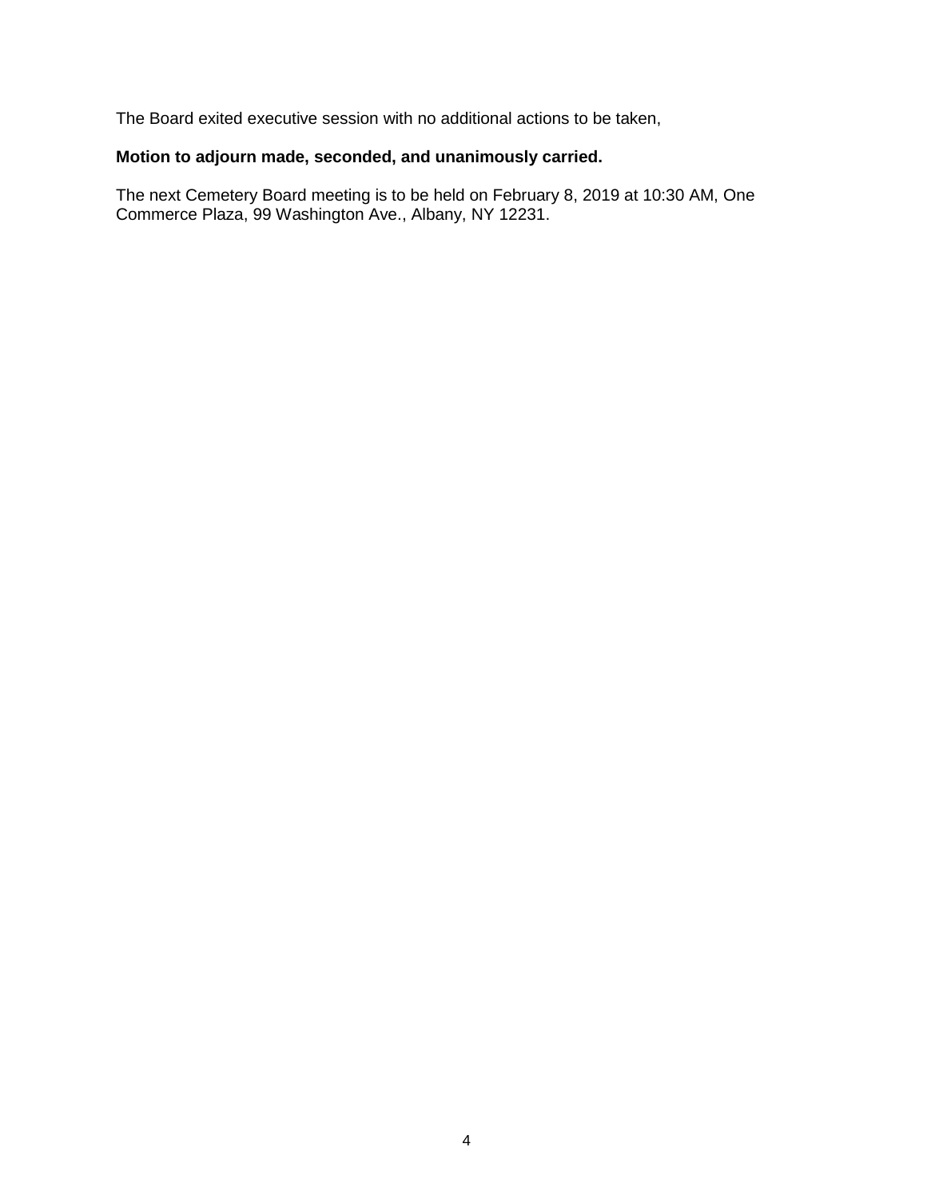The Board exited executive session with no additional actions to be taken,

**Motion to adjourn made, seconded, and unanimously carried.**

The next Cemetery Board meeting is to be held on February 8, 2019 at 10:30 AM, One Commerce Plaza, 99 Washington Ave., Albany, NY 12231.